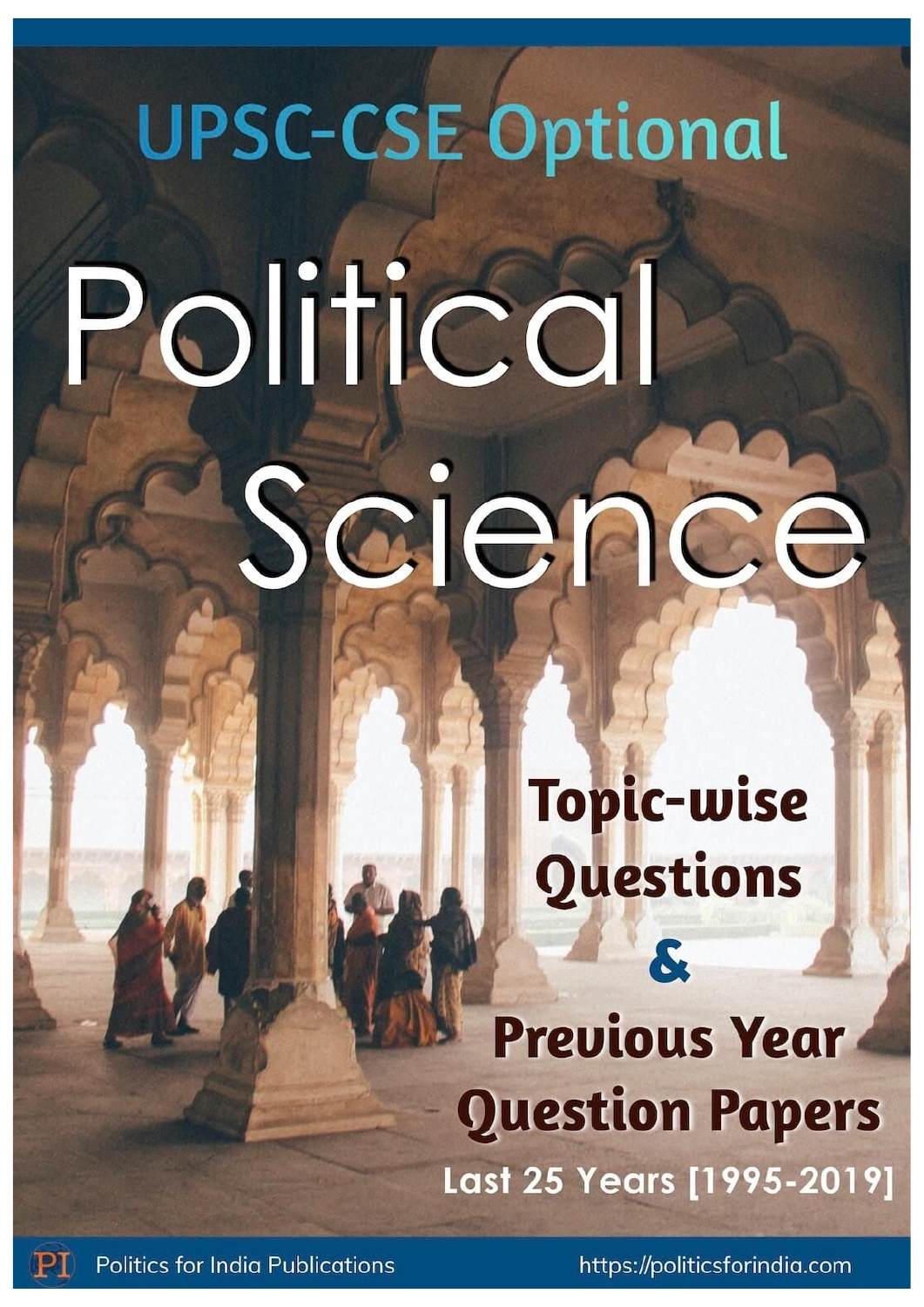# UPSC-CSE Optional

# Political Science

## Topic-wise Questions & Previous Year Question Papers

Last 25 Years [1995-2019]

PI Politics for India Publications

https://politicsforindia.com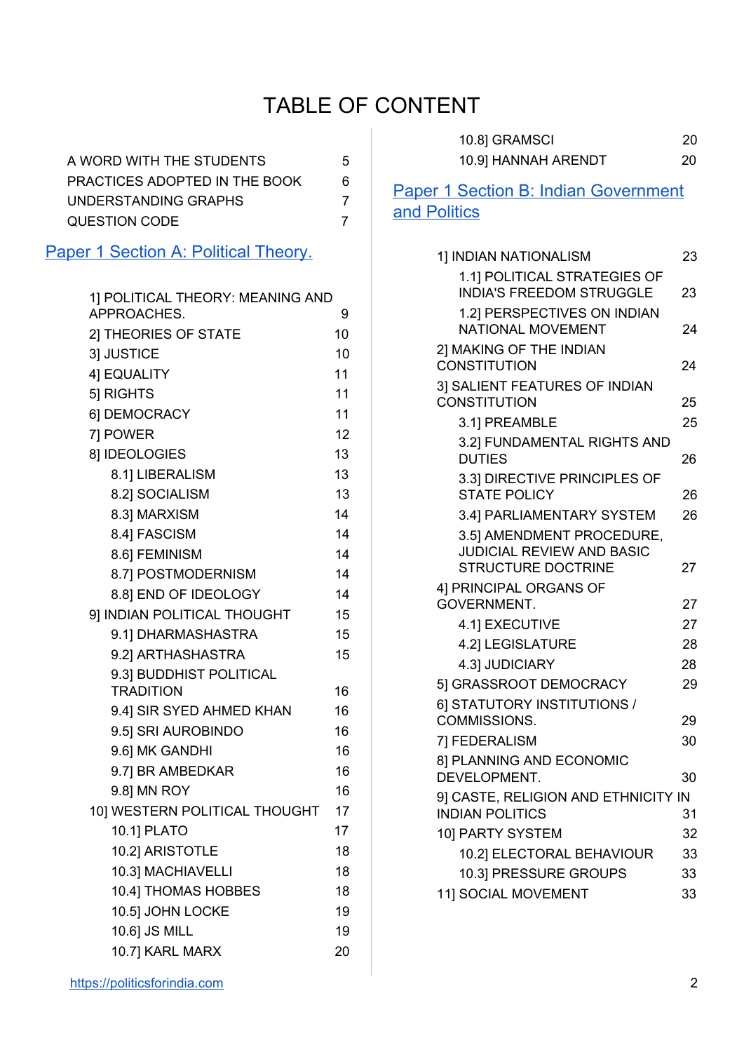# TABLE OF CONTENT

| | |
|---|---|
| A WORD WITH THE STUDENTS | 5 |
| PRACTICES ADOPTED IN THE BOOK | 6 |
| UNDERSTANDING GRAPHS | 7 |
| QUESTION CODE | 7 |

## Paper 1 Section A: Political Theory.

| | |
|---|---|
| 1] POLITICAL THEORY: MEANING AND APPROACHES. | 9 |
| 2] THEORIES OF STATE | 10 |
| 3] JUSTICE | 10 |
| 4] EQUALITY | 11 |
| 5] RIGHTS | 11 |
| 6] DEMOCRACY | 11 |
| 7] POWER | 12 |
| 8] IDEOLOGIES | 13 |
| 8.1] LIBERALISM | 13 |
| 8.2] SOCIALISM | 13 |
| 8.3] MARXISM | 14 |
| 8.4] FASCISM | 14 |
| 8.6] FEMINISM | 14 |
| 8.7] POSTMODERNISM | 14 |
| 8.8] END OF IDEOLOGY | 14 |
| 9] INDIAN POLITICAL THOUGHT | 15 |
| 9.1] DHARMASHASTRA | 15 |
| 9.2] ARTHASHASTRA | 15 |
| 9.3] BUDDHIST POLITICAL TRADITION | 16 |
| 9.4] SIR SYED AHMED KHAN | 16 |
| 9.5] SRI AUROBINDO | 16 |
| 9.6] MK GANDHI | 16 |
| 9.7] BR AMBEDKAR | 16 |
| 9.8] MN ROY | 16 |
| 10] WESTERN POLITICAL THOUGHT | 17 |
| 10.1] PLATO | 17 |
| 10.2] ARISTOTLE | 18 |
| 10.3] MACHIAVELLI | 18 |
| 10.4] THOMAS HOBBES | 18 |
| 10.5] JOHN LOCKE | 19 |
| 10.6] JS MILL | 19 |
| 10.7] KARL MARX | 20 |
| 10.8] GRAMSCI | 20 |
| 10.9] HANNAH ARENDT | 20 |

## Paper 1 Section B: Indian Government and Politics

| | |
|---|---|
| 1] INDIAN NATIONALISM | 23 |
| 1.1] POLITICAL STRATEGIES OF INDIA'S FREEDOM STRUGGLE | 23 |
| 1.2] PERSPECTIVES ON INDIAN NATIONAL MOVEMENT | 24 |
| 2] MAKING OF THE INDIAN CONSTITUTION | 24 |
| 3] SALIENT FEATURES OF INDIAN CONSTITUTION | 25 |
| 3.1] PREAMBLE | 25 |
| 3.2] FUNDAMENTAL RIGHTS AND DUTIES | 26 |
| 3.3] DIRECTIVE PRINCIPLES OF STATE POLICY | 26 |
| 3.4] PARLIAMENTARY SYSTEM | 26 |
| 3.5] AMENDMENT PROCEDURE, JUDICIAL REVIEW AND BASIC STRUCTURE DOCTRINE | 27 |
| 4] PRINCIPAL ORGANS OF GOVERNMENT. | 27 |
| 4.1] EXECUTIVE | 27 |
| 4.2] LEGISLATURE | 28 |
| 4.3] JUDICIARY | 28 |
| 5] GRASSROOT DEMOCRACY | 29 |
| 6] STATUTORY INSTITUTIONS / COMMISSIONS. | 29 |
| 7] FEDERALISM | 30 |
| 8] PLANNING AND ECONOMIC DEVELOPMENT. | 30 |
| 9] CASTE, RELIGION AND ETHNICITY IN INDIAN POLITICS | 31 |
| 10] PARTY SYSTEM | 32 |
| 10.2] ELECTORAL BEHAVIOUR | 33 |
| 10.3] PRESSURE GROUPS | 33 |
| 11] SOCIAL MOVEMENT | 33 |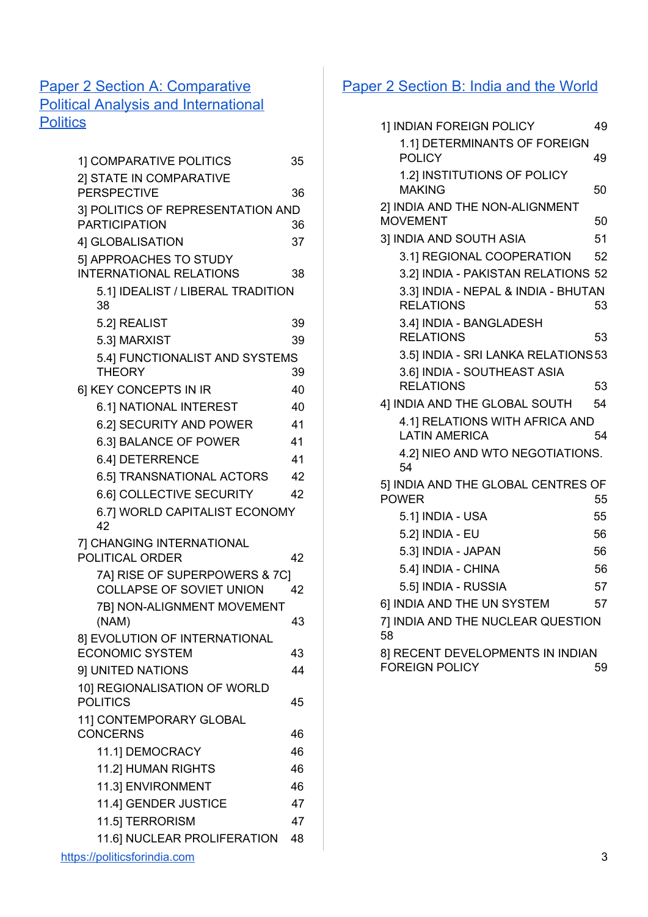## [Paper 2 Section A: Comparative Political Analysis and International Politics]

1] COMPARATIVE POLITICS 35
2] STATE IN COMPARATIVE PERSPECTIVE 36
3] POLITICS OF REPRESENTATION AND PARTICIPATION 36
4] GLOBALISATION 37
5] APPROACHES TO STUDY INTERNATIONAL RELATIONS 38
- 5.1] IDEALIST / LIBERAL TRADITION 38
- 5.2] REALIST 39
- 5.3] MARXIST 39
- 5.4] FUNCTIONALIST AND SYSTEMS THEORY 39

6] KEY CONCEPTS IN IR 40
- 6.1] NATIONAL INTEREST 40
- 6.2] SECURITY AND POWER 41
- 6.3] BALANCE OF POWER 41
- 6.4] DETERRENCE 41
- 6.5] TRANSNATIONAL ACTORS 42
- 6.6] COLLECTIVE SECURITY 42
- 6.7] WORLD CAPITALIST ECONOMY 42

7] CHANGING INTERNATIONAL POLITICAL ORDER 42
- 7A] RISE OF SUPERPOWERS & 7C] COLLAPSE OF SOVIET UNION 42
- 7B] NON-ALIGNMENT MOVEMENT (NAM) 43

8] EVOLUTION OF INTERNATIONAL ECONOMIC SYSTEM 43
9] UNITED NATIONS 44
10] REGIONALISATION OF WORLD POLITICS 45
11] CONTEMPORARY GLOBAL CONCERNS 46
- 11.1] DEMOCRACY 46
- 11.2] HUMAN RIGHTS 46
- 11.3] ENVIRONMENT 46
- 11.4] GENDER JUSTICE 47
- 11.5] TERRORISM 47
- 11.6] NUCLEAR PROLIFERATION 48

## [Paper 2 Section B: India and the World]

1] INDIAN FOREIGN POLICY 49
- 1.1] DETERMINANTS OF FOREIGN POLICY 49
- 1.2] INSTITUTIONS OF POLICY MAKING 50

2] INDIA AND THE NON-ALIGNMENT MOVEMENT 50
3] INDIA AND SOUTH ASIA 51
- 3.1] REGIONAL COOPERATION 52
- 3.2] INDIA - PAKISTAN RELATIONS 52
- 3.3] INDIA - NEPAL & INDIA - BHUTAN RELATIONS 53
- 3.4] INDIA - BANGLADESH RELATIONS 53
- 3.5] INDIA - SRI LANKA RELATIONS 53
- 3.6] INDIA - SOUTHEAST ASIA RELATIONS 53

4] INDIA AND THE GLOBAL SOUTH 54
- 4.1] RELATIONS WITH AFRICA AND LATIN AMERICA 54
- 4.2] NIEO AND WTO NEGOTIATIONS. 54

5] INDIA AND THE GLOBAL CENTRES OF POWER 55
- 5.1] INDIA - USA 55
- 5.2] INDIA - EU 56
- 5.3] INDIA - JAPAN 56
- 5.4] INDIA - CHINA 56
- 5.5] INDIA - RUSSIA 57

6] INDIA AND THE UN SYSTEM 57
7] INDIA AND THE NUCLEAR QUESTION 58
8] RECENT DEVELOPMENTS IN INDIAN FOREIGN POLICY 59

https://politicsforindia.com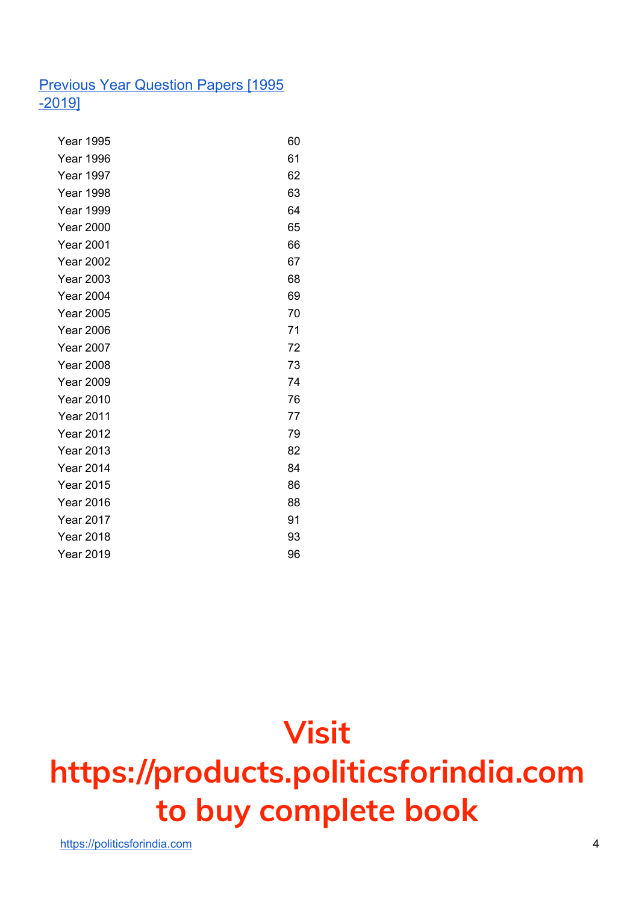[Previous Year Question Papers [1995 -2019]](#)

| | |
|---|---|
| Year 1995 | 60 |
| Year 1996 | 61 |
| Year 1997 | 62 |
| Year 1998 | 63 |
| Year 1999 | 64 |
| Year 2000 | 65 |
| Year 2001 | 66 |
| Year 2002 | 67 |
| Year 2003 | 68 |
| Year 2004 | 69 |
| Year 2005 | 70 |
| Year 2006 | 71 |
| Year 2007 | 72 |
| Year 2008 | 73 |
| Year 2009 | 74 |
| Year 2010 | 76 |
| Year 2011 | 77 |
| Year 2012 | 79 |
| Year 2013 | 82 |
| Year 2014 | 84 |
| Year 2015 | 86 |
| Year 2016 | 88 |
| Year 2017 | 91 |
| Year 2018 | 93 |
| Year 2019 | 96 |

**Visit https://products.politicsforindia.com to buy complete book**

https://politicsforindia.com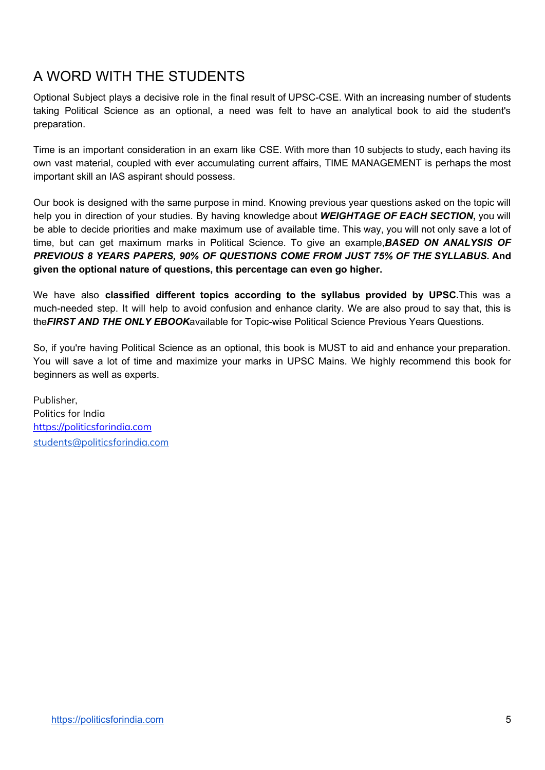## A WORD WITH THE STUDENTS

Optional Subject plays a decisive role in the final result of UPSC-CSE. With an increasing number of students taking Political Science as an optional, a need was felt to have an analytical book to aid the student's preparation.

Time is an important consideration in an exam like CSE. With more than 10 subjects to study, each having its own vast material, coupled with ever accumulating current affairs, TIME MANAGEMENT is perhaps the most important skill an IAS aspirant should possess.

Our book is designed with the same purpose in mind. Knowing previous year questions asked on the topic will help you in direction of your studies. By having knowledge about ***WEIGHTAGE OF EACH SECTION*****,** you will be able to decide priorities and make maximum use of available time. This way, you will not only save a lot of time, but can get maximum marks in Political Science. To give an example,***BASED ON ANALYSIS OF PREVIOUS 8 YEARS PAPERS, 90% OF QUESTIONS COME FROM JUST 75% OF THE SYLLABUS.*** **And given the optional nature of questions, this percentage can even go higher.**

We have also **classified different topics according to the syllabus provided by UPSC.**This was a much-needed step. It will help to avoid confusion and enhance clarity. We are also proud to say that, this is the***FIRST AND THE ONLY EBOOK***available for Topic-wise Political Science Previous Years Questions.

So, if you're having Political Science as an optional, this book is MUST to aid and enhance your preparation. You will save a lot of time and maximize your marks in UPSC Mains. We highly recommend this book for beginners as well as experts.

Publisher,
Politics for India
https://politicsforindia.com
students@politicsforindia.com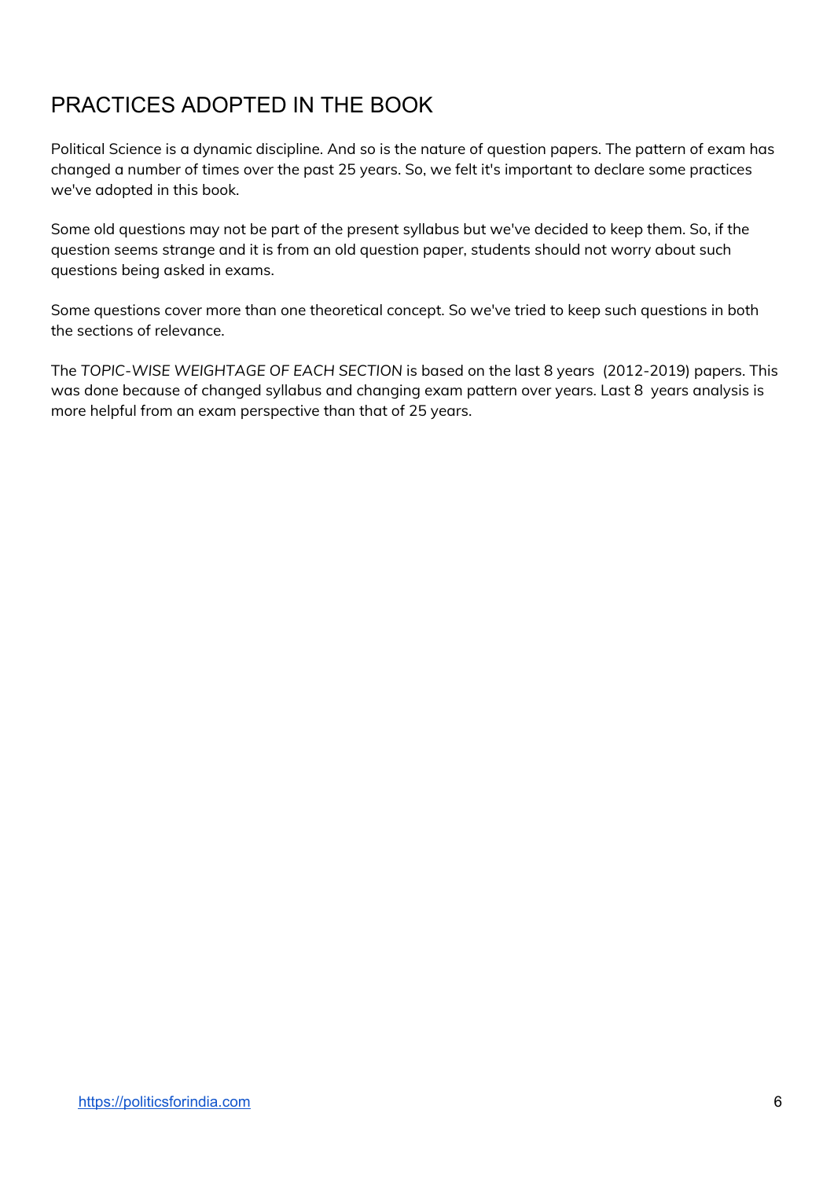# PRACTICES ADOPTED IN THE BOOK

Political Science is a dynamic discipline. And so is the nature of question papers. The pattern of exam has changed a number of times over the past 25 years. So, we felt it's important to declare some practices we've adopted in this book.

Some old questions may not be part of the present syllabus but we've decided to keep them. So, if the question seems strange and it is from an old question paper, students should not worry about such questions being asked in exams.

Some questions cover more than one theoretical concept. So we've tried to keep such questions in both the sections of relevance.

The *TOPIC-WISE WEIGHTAGE OF EACH SECTION* is based on the last 8 years (2012-2019) papers. This was done because of changed syllabus and changing exam pattern over years. Last 8 years analysis is more helpful from an exam perspective than that of 25 years.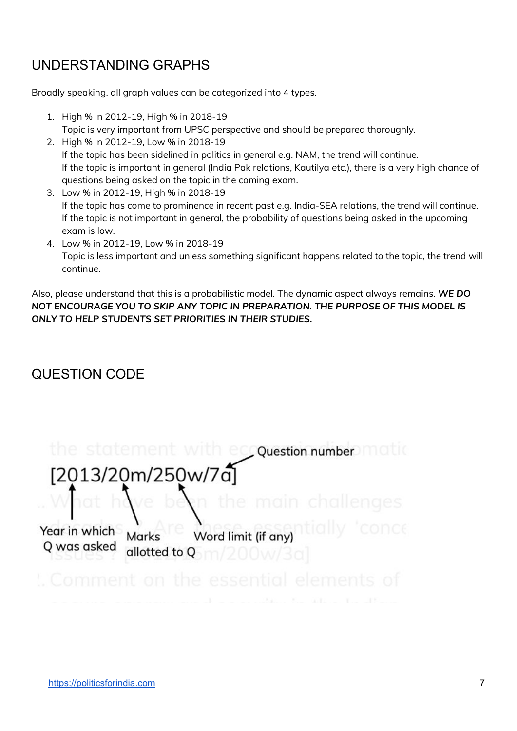## UNDERSTANDING GRAPHS

Broadly speaking, all graph values can be categorized into 4 types.

1. High % in 2012-19, High % in 2018-19
   Topic is very important from UPSC perspective and should be prepared thoroughly.
2. High % in 2012-19, Low % in 2018-19
   If the topic has been sidelined in politics in general e.g. NAM, the trend will continue.
   If the topic is important in general (India Pak relations, Kautilya etc.), there is a very high chance of questions being asked on the topic in the coming exam.
3. Low % in 2012-19, High % in 2018-19
   If the topic has come to prominence in recent past e.g. India-SEA relations, the trend will continue.
   If the topic is not important in general, the probability of questions being asked in the upcoming exam is low.
4. Low % in 2012-19, Low % in 2018-19
   Topic is less important and unless something significant happens related to the topic, the trend will continue.

Also, please understand that this is a probabilistic model. The dynamic aspect always remains. ***WE DO NOT ENCOURAGE YOU TO SKIP ANY TOPIC IN PREPARATION. THE PURPOSE OF THIS MODEL IS ONLY TO HELP STUDENTS SET PRIORITIES IN THEIR STUDIES.***

## QUESTION CODE

[2013/20m/250w/7a]

- 2013: Year in which Q was asked
- 20m: Marks allotted to Q
- 250w: Word limit (if any)
- 7a: Question number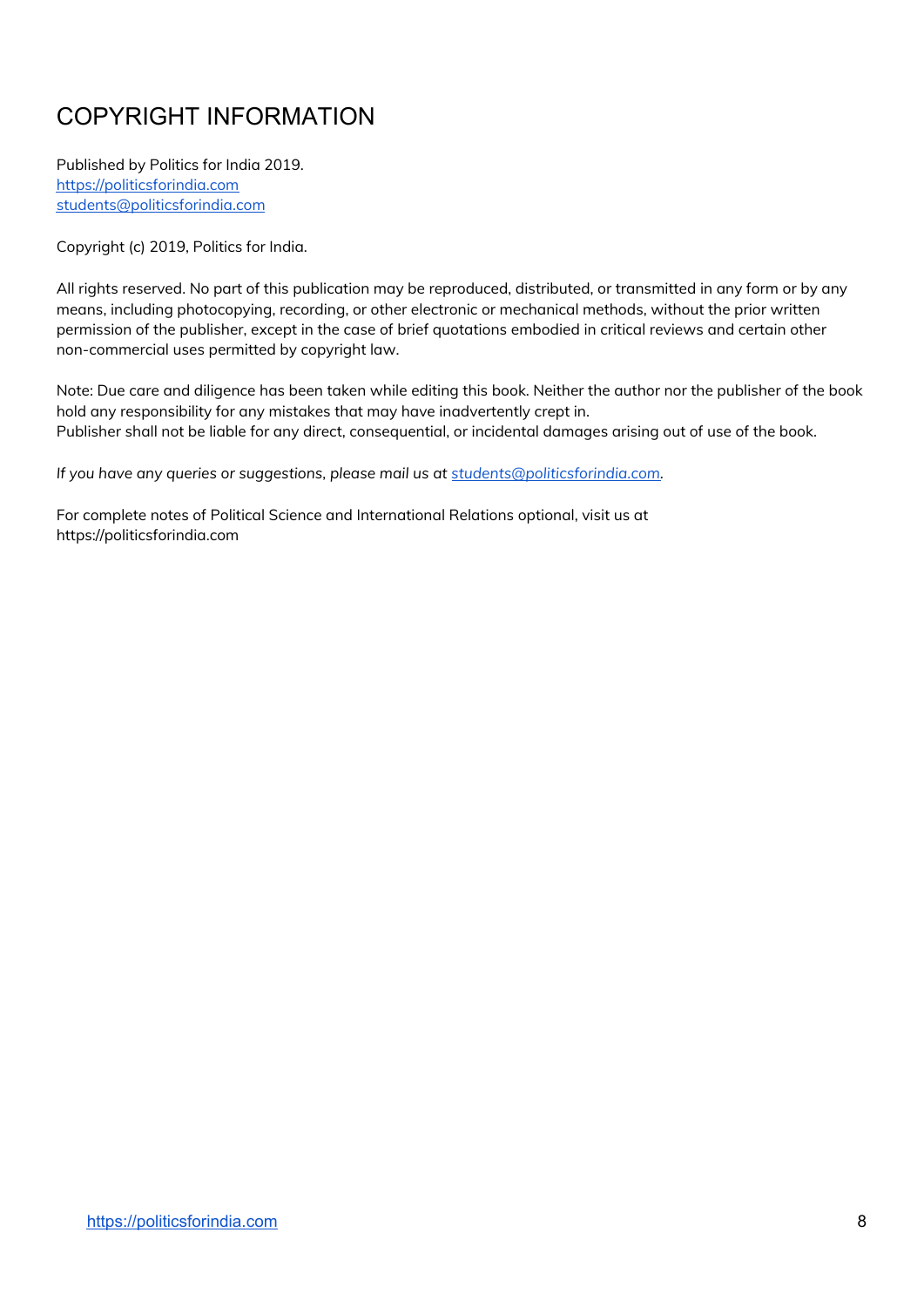# COPYRIGHT INFORMATION

Published by Politics for India 2019.
https://politicsforindia.com
students@politicsforindia.com

Copyright (c) 2019, Politics for India.

All rights reserved. No part of this publication may be reproduced, distributed, or transmitted in any form or by any means, including photocopying, recording, or other electronic or mechanical methods, without the prior written permission of the publisher, except in the case of brief quotations embodied in critical reviews and certain other non-commercial uses permitted by copyright law.

Note: Due care and diligence has been taken while editing this book. Neither the author nor the publisher of the book hold any responsibility for any mistakes that may have inadvertently crept in.
Publisher shall not be liable for any direct, consequential, or incidental damages arising out of use of the book.

*If you have any queries or suggestions, please mail us at students@politicsforindia.com.*

For complete notes of Political Science and International Relations optional, visit us at https://politicsforindia.com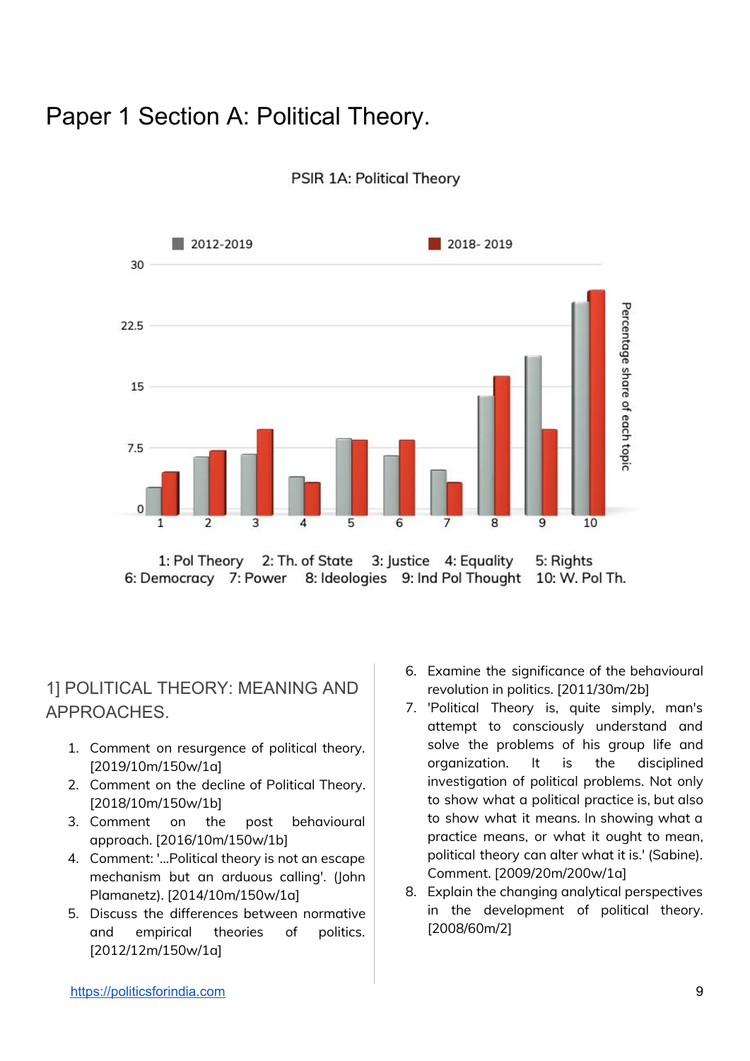# Paper 1 Section A: Political Theory.

PSIR 1A: Political Theory

2012-2019 | 2018- 2019

1: Pol Theory 2: Th. of State 3: Justice 4: Equality 5: Rights 6: Democracy 7: Power 8: Ideologies 9: Ind Pol Thought 10: W. Pol Th.

## 1] POLITICAL THEORY: MEANING AND APPROACHES.

1. Comment on resurgence of political theory. [2019/10m/150w/1a]
2. Comment on the decline of Political Theory. [2018/10m/150w/1b]
3. Comment on the post behavioural approach. [2016/10m/150w/1b]
4. Comment: '...Political theory is not an escape mechanism but an arduous calling'. (John Plamanetz). [2014/10m/150w/1a]
5. Discuss the differences between normative and empirical theories of politics. [2012/12m/150w/1a]
6. Examine the significance of the behavioural revolution in politics. [2011/30m/2b]
7. 'Political Theory is, quite simply, man's attempt to consciously understand and solve the problems of his group life and organization. It is the disciplined investigation of political problems. Not only to show what a political practice is, but also to show what it means. In showing what a practice means, or what it ought to mean, political theory can alter what it is.' (Sabine). Comment. [2009/20m/200w/1a]
8. Explain the changing analytical perspectives in the development of political theory. [2008/60m/2]

https://politicsforindia.com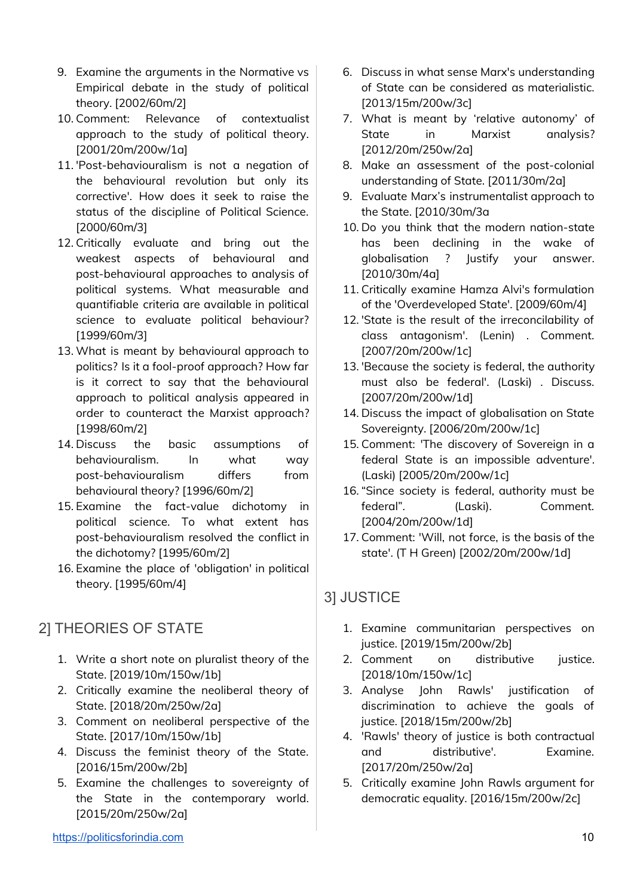9. Examine the arguments in the Normative vs Empirical debate in the study of political theory. [2002/60m/2]
10. Comment: Relevance of contextualist approach to the study of political theory. [2001/20m/200w/1a]
11. 'Post-behaviouralism is not a negation of the behavioural revolution but only its corrective'. How does it seek to raise the status of the discipline of Political Science. [2000/60m/3]
12. Critically evaluate and bring out the weakest aspects of behavioural and post-behavioural approaches to analysis of political systems. What measurable and quantifiable criteria are available in political science to evaluate political behaviour? [1999/60m/3]
13. What is meant by behavioural approach to politics? Is it a fool-proof approach? How far is it correct to say that the behavioural approach to political analysis appeared in order to counteract the Marxist approach? [1998/60m/2]
14. Discuss the basic assumptions of behaviouralism. In what way post-behaviouralism differs from behavioural theory? [1996/60m/2]
15. Examine the fact-value dichotomy in political science. To what extent has post-behaviouralism resolved the conflict in the dichotomy? [1995/60m/2]
16. Examine the place of 'obligation' in political theory. [1995/60m/4]

## 2] THEORIES OF STATE

1. Write a short note on pluralist theory of the State. [2019/10m/150w/1b]
2. Critically examine the neoliberal theory of State. [2018/20m/250w/2a]
3. Comment on neoliberal perspective of the State. [2017/10m/150w/1b]
4. Discuss the feminist theory of the State. [2016/15m/200w/2b]
5. Examine the challenges to sovereignty of the State in the contemporary world. [2015/20m/250w/2a]
6. Discuss in what sense Marx's understanding of State can be considered as materialistic. [2013/15m/200w/3c]
7. What is meant by 'relative autonomy' of State in Marxist analysis? [2012/20m/250w/2a]
8. Make an assessment of the post-colonial understanding of State. [2011/30m/2a]
9. Evaluate Marx's instrumentalist approach to the State. [2010/30m/3a
10. Do you think that the modern nation-state has been declining in the wake of globalisation ? Justify your answer. [2010/30m/4a]
11. Critically examine Hamza Alvi's formulation of the 'Overdeveloped State'. [2009/60m/4]
12. 'State is the result of the irreconcilability of class antagonism'. (Lenin) . Comment. [2007/20m/200w/1c]
13. 'Because the society is federal, the authority must also be federal'. (Laski) . Discuss. [2007/20m/200w/1d]
14. Discuss the impact of globalisation on State Sovereignty. [2006/20m/200w/1c]
15. Comment: 'The discovery of Sovereign in a federal State is an impossible adventure'. (Laski) [2005/20m/200w/1c]
16. "Since society is federal, authority must be federal". (Laski). Comment. [2004/20m/200w/1d]
17. Comment: 'Will, not force, is the basis of the state'. (T H Green) [2002/20m/200w/1d]

## 3] JUSTICE

1. Examine communitarian perspectives on justice. [2019/15m/200w/2b]
2. Comment on distributive justice. [2018/10m/150w/1c]
3. Analyse John Rawls' justification of discrimination to achieve the goals of justice. [2018/15m/200w/2b]
4. 'Rawls' theory of justice is both contractual and distributive'. Examine. [2017/20m/250w/2a]
5. Critically examine John Rawls argument for democratic equality. [2016/15m/200w/2c]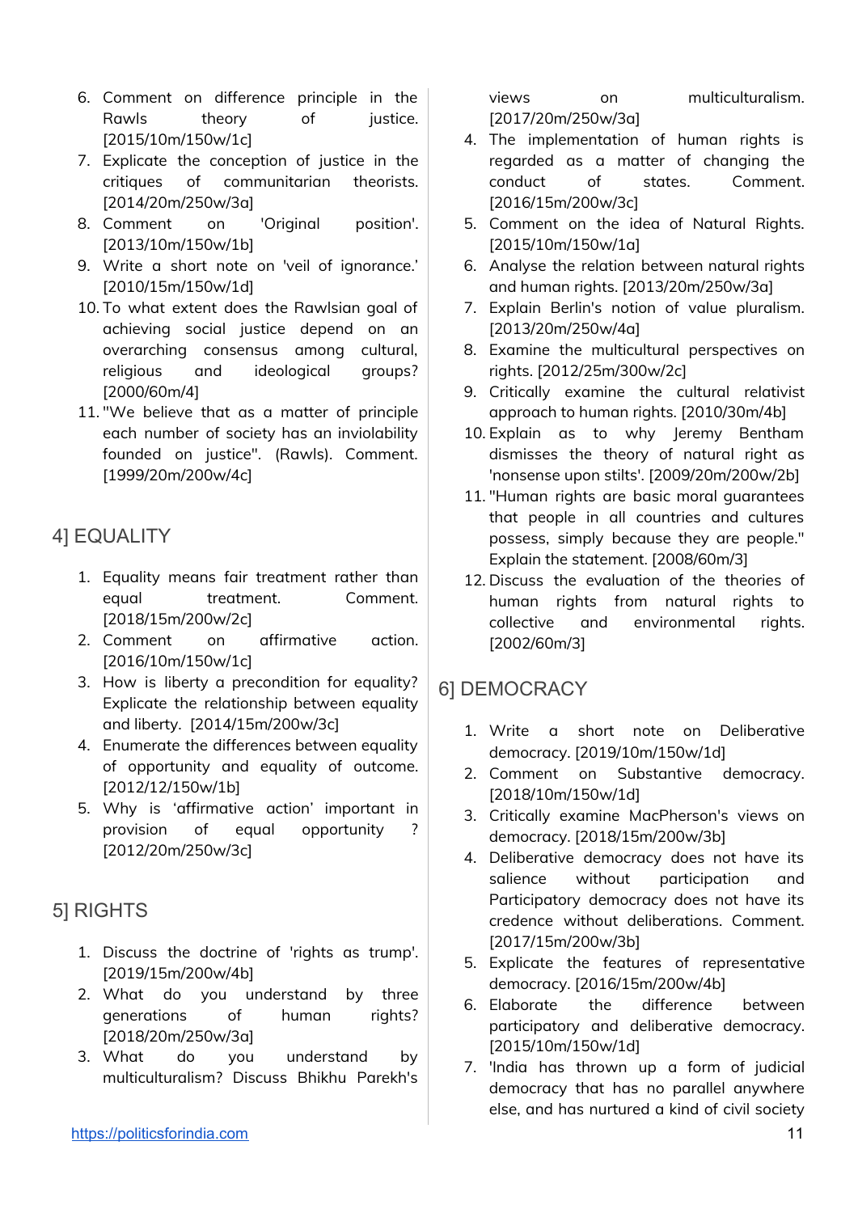6. Comment on difference principle in the Rawls theory of justice. [2015/10m/150w/1c]
7. Explicate the conception of justice in the critiques of communitarian theorists. [2014/20m/250w/3a]
8. Comment on 'Original position'. [2013/10m/150w/1b]
9. Write a short note on 'veil of ignorance.' [2010/15m/150w/1d]
10. To what extent does the Rawlsian goal of achieving social justice depend on an overarching consensus among cultural, religious and ideological groups? [2000/60m/4]
11. "We believe that as a matter of principle each number of society has an inviolability founded on justice". (Rawls). Comment. [1999/20m/200w/4c]

## 4] EQUALITY

1. Equality means fair treatment rather than equal treatment. Comment. [2018/15m/200w/2c]
2. Comment on affirmative action. [2016/10m/150w/1c]
3. How is liberty a precondition for equality? Explicate the relationship between equality and liberty. [2014/15m/200w/3c]
4. Enumerate the differences between equality of opportunity and equality of outcome. [2012/12/150w/1b]
5. Why is 'affirmative action' important in provision of equal opportunity ? [2012/20m/250w/3c]

## 5] RIGHTS

1. Discuss the doctrine of 'rights as trump'. [2019/15m/200w/4b]
2. What do you understand by three generations of human rights? [2018/20m/250w/3a]
3. What do you understand by multiculturalism? Discuss Bhikhu Parekh's views on multiculturalism. [2017/20m/250w/3a]
4. The implementation of human rights is regarded as a matter of changing the conduct of states. Comment. [2016/15m/200w/3c]
5. Comment on the idea of Natural Rights. [2015/10m/150w/1a]
6. Analyse the relation between natural rights and human rights. [2013/20m/250w/3a]
7. Explain Berlin's notion of value pluralism. [2013/20m/250w/4a]
8. Examine the multicultural perspectives on rights. [2012/25m/300w/2c]
9. Critically examine the cultural relativist approach to human rights. [2010/30m/4b]
10. Explain as to why Jeremy Bentham dismisses the theory of natural right as 'nonsense upon stilts'. [2009/20m/200w/2b]
11. "Human rights are basic moral guarantees that people in all countries and cultures possess, simply because they are people." Explain the statement. [2008/60m/3]
12. Discuss the evaluation of the theories of human rights from natural rights to collective and environmental rights. [2002/60m/3]

## 6] DEMOCRACY

1. Write a short note on Deliberative democracy. [2019/10m/150w/1d]
2. Comment on Substantive democracy. [2018/10m/150w/1d]
3. Critically examine MacPherson's views on democracy. [2018/15m/200w/3b]
4. Deliberative democracy does not have its salience without participation and Participatory democracy does not have its credence without deliberations. Comment. [2017/15m/200w/3b]
5. Explicate the features of representative democracy. [2016/15m/200w/4b]
6. Elaborate the difference between participatory and deliberative democracy. [2015/10m/150w/1d]
7. 'India has thrown up a form of judicial democracy that has no parallel anywhere else, and has nurtured a kind of civil society

https://politicsforindia.com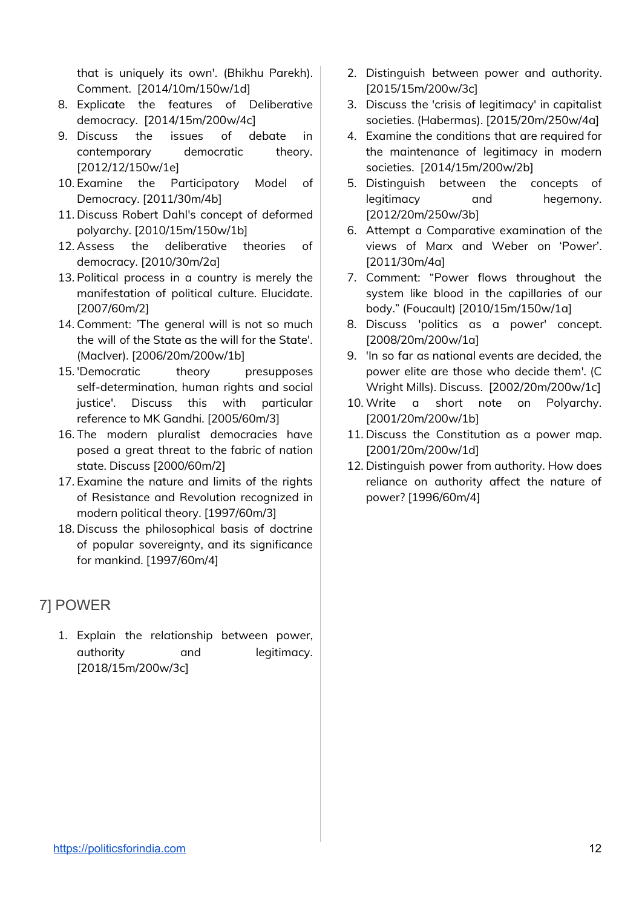that is uniquely its own'. (Bhikhu Parekh). Comment. [2014/10m/150w/1d]

8. Explicate the features of Deliberative democracy. [2014/15m/200w/4c]
9. Discuss the issues of debate in contemporary democratic theory. [2012/12/150w/1e]
10. Examine the Participatory Model of Democracy. [2011/30m/4b]
11. Discuss Robert Dahl's concept of deformed polyarchy. [2010/15m/150w/1b]
12. Assess the deliberative theories of democracy. [2010/30m/2a]
13. Political process in a country is merely the manifestation of political culture. Elucidate. [2007/60m/2]
14. Comment: 'The general will is not so much the will of the State as the will for the State'. (MacIver). [2006/20m/200w/1b]
15. 'Democratic theory presupposes self-determination, human rights and social justice'. Discuss this with particular reference to MK Gandhi. [2005/60m/3]
16. The modern pluralist democracies have posed a great threat to the fabric of nation state. Discuss [2000/60m/2]
17. Examine the nature and limits of the rights of Resistance and Revolution recognized in modern political theory. [1997/60m/3]
18. Discuss the philosophical basis of doctrine of popular sovereignty, and its significance for mankind. [1997/60m/4]

## 7] POWER

1. Explain the relationship between power, authority and legitimacy. [2018/15m/200w/3c]
2. Distinguish between power and authority. [2015/15m/200w/3c]
3. Discuss the 'crisis of legitimacy' in capitalist societies. (Habermas). [2015/20m/250w/4a]
4. Examine the conditions that are required for the maintenance of legitimacy in modern societies. [2014/15m/200w/2b]
5. Distinguish between the concepts of legitimacy and hegemony. [2012/20m/250w/3b]
6. Attempt a Comparative examination of the views of Marx and Weber on 'Power'. [2011/30m/4a]
7. Comment: "Power flows throughout the system like blood in the capillaries of our body." (Foucault) [2010/15m/150w/1a]
8. Discuss 'politics as a power' concept. [2008/20m/200w/1a]
9. 'In so far as national events are decided, the power elite are those who decide them'. (C Wright Mills). Discuss. [2002/20m/200w/1c]
10. Write a short note on Polyarchy. [2001/20m/200w/1b]
11. Discuss the Constitution as a power map. [2001/20m/200w/1d]
12. Distinguish power from authority. How does reliance on authority affect the nature of power? [1996/60m/4]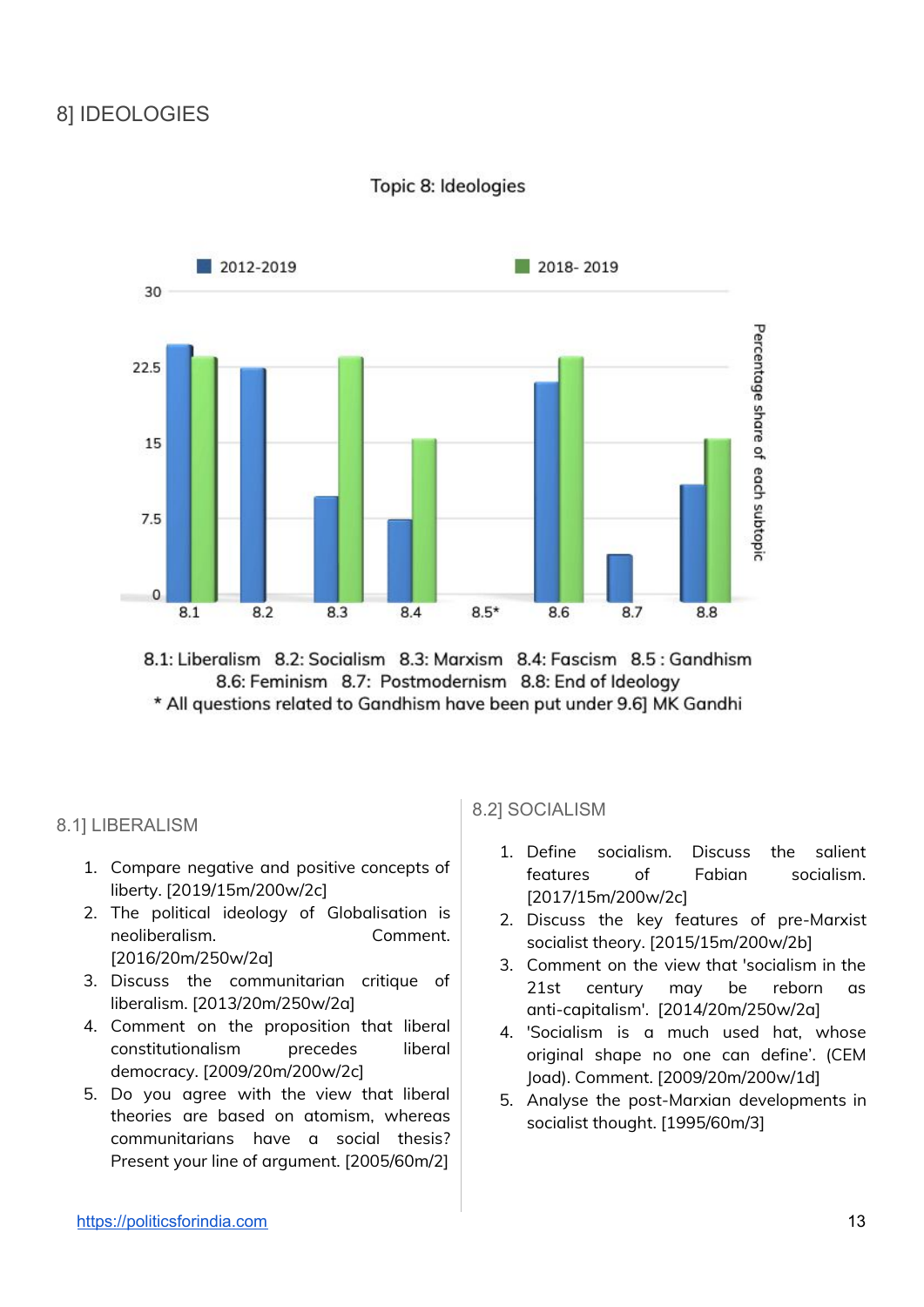## 8] IDEOLOGIES

Topic 8: Ideologies

8.1: Liberalism 8.2: Socialism 8.3: Marxism 8.4: Fascism 8.5 : Gandhism 8.6: Feminism 8.7: Postmodernism 8.8: End of Ideology

* All questions related to Gandhism have been put under 9.6] MK Gandhi

### 8.1] LIBERALISM

1. Compare negative and positive concepts of liberty. [2019/15m/200w/2c]
2. The political ideology of Globalisation is neoliberalism. Comment. [2016/20m/250w/2a]
3. Discuss the communitarian critique of liberalism. [2013/20m/250w/2a]
4. Comment on the proposition that liberal constitutionalism precedes liberal democracy. [2009/20m/200w/2c]
5. Do you agree with the view that liberal theories are based on atomism, whereas communitarians have a social thesis? Present your line of argument. [2005/60m/2]

### 8.2] SOCIALISM

1. Define socialism. Discuss the salient features of Fabian socialism. [2017/15m/200w/2c]
2. Discuss the key features of pre-Marxist socialist theory. [2015/15m/200w/2b]
3. Comment on the view that 'socialism in the 21st century may be reborn as anti-capitalism'. [2014/20m/250w/2a]
4. 'Socialism is a much used hat, whose original shape no one can define'. (CEM Joad). Comment. [2009/20m/200w/1d]
5. Analyse the post-Marxian developments in socialist thought. [1995/60m/3]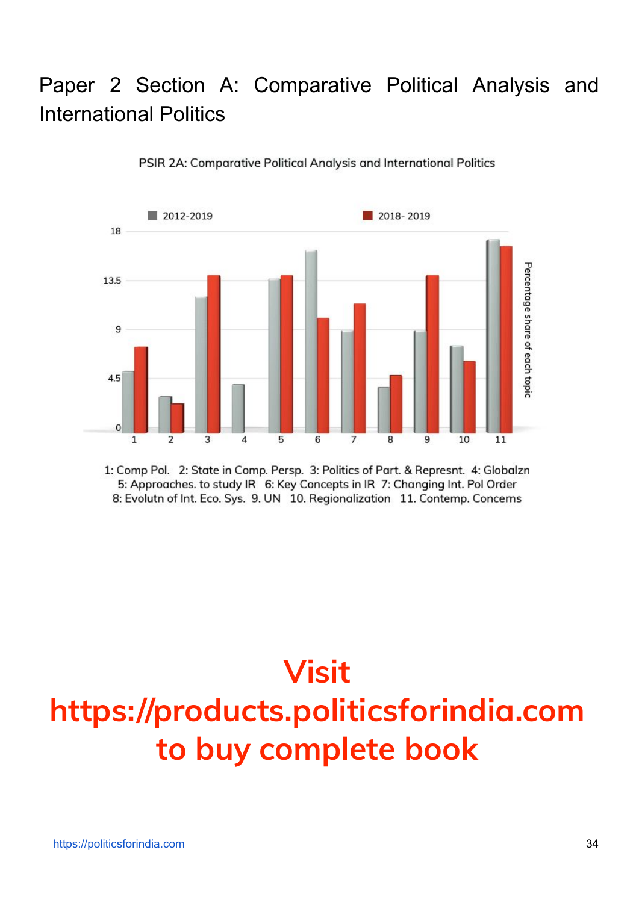## Paper 2 Section A: Comparative Political Analysis and International Politics

PSIR 2A: Comparative Political Analysis and International Politics

2012-2019 | 2018- 2019

Percentage share of each topic

1: Comp Pol. 2: State in Comp. Persp. 3: Politics of Part. & Represnt. 4: Globalzn 5: Approaches. to study IR 6: Key Concepts in IR 7: Changing Int. Pol Order 8: Evolutn of Int. Eco. Sys. 9. UN 10. Regionalization 11. Contemp. Concerns

**Visit https://products.politicsforindia.com to buy complete book**

https://politicsforindia.com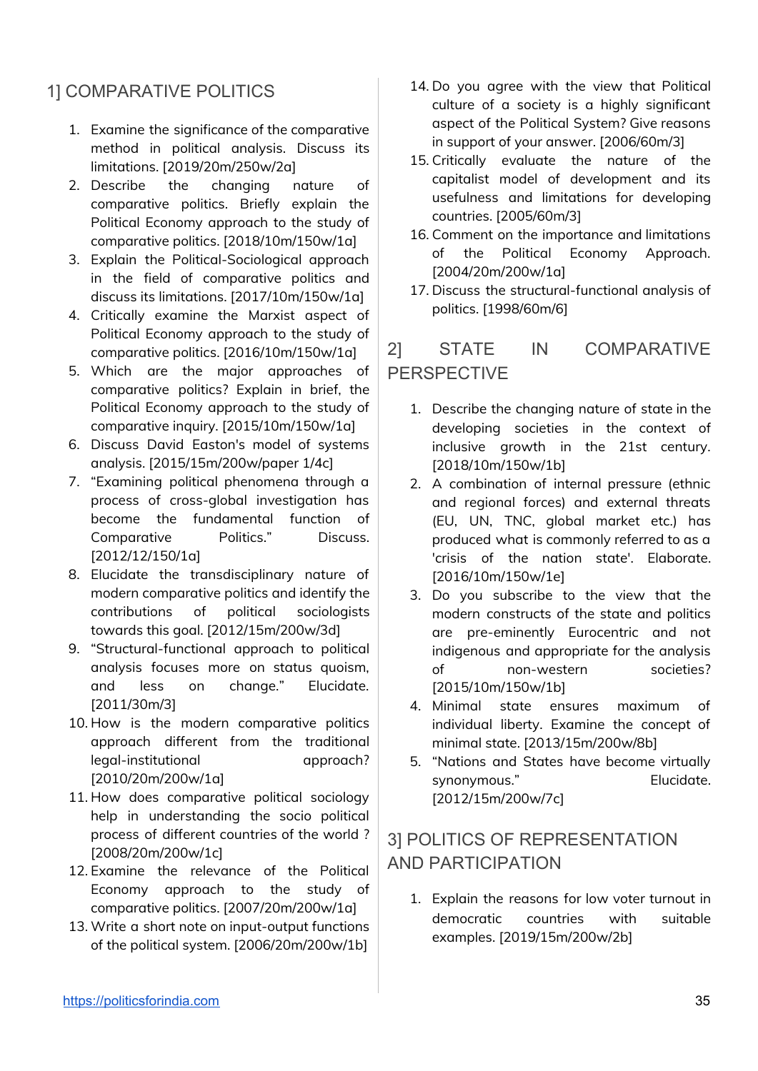## 1] COMPARATIVE POLITICS

1. Examine the significance of the comparative method in political analysis. Discuss its limitations. [2019/20m/250w/2a]
2. Describe the changing nature of comparative politics. Briefly explain the Political Economy approach to the study of comparative politics. [2018/10m/150w/1a]
3. Explain the Political-Sociological approach in the field of comparative politics and discuss its limitations. [2017/10m/150w/1a]
4. Critically examine the Marxist aspect of Political Economy approach to the study of comparative politics. [2016/10m/150w/1a]
5. Which are the major approaches of comparative politics? Explain in brief, the Political Economy approach to the study of comparative inquiry. [2015/10m/150w/1a]
6. Discuss David Easton's model of systems analysis. [2015/15m/200w/paper 1/4c]
7. "Examining political phenomena through a process of cross-global investigation has become the fundamental function of Comparative Politics." Discuss. [2012/12/150/1a]
8. Elucidate the transdisciplinary nature of modern comparative politics and identify the contributions of political sociologists towards this goal. [2012/15m/200w/3d]
9. "Structural-functional approach to political analysis focuses more on status quoism, and less on change." Elucidate. [2011/30m/3]
10. How is the modern comparative politics approach different from the traditional legal-institutional approach? [2010/20m/200w/1a]
11. How does comparative political sociology help in understanding the socio political process of different countries of the world ? [2008/20m/200w/1c]
12. Examine the relevance of the Political Economy approach to the study of comparative politics. [2007/20m/200w/1a]
13. Write a short note on input-output functions of the political system. [2006/20m/200w/1b]
14. Do you agree with the view that Political culture of a society is a highly significant aspect of the Political System? Give reasons in support of your answer. [2006/60m/3]
15. Critically evaluate the nature of the capitalist model of development and its usefulness and limitations for developing countries. [2005/60m/3]
16. Comment on the importance and limitations of the Political Economy Approach. [2004/20m/200w/1a]
17. Discuss the structural-functional analysis of politics. [1998/60m/6]

## 2] STATE IN COMPARATIVE PERSPECTIVE

1. Describe the changing nature of state in the developing societies in the context of inclusive growth in the 21st century. [2018/10m/15m/1b]
2. A combination of internal pressure (ethnic and regional forces) and external threats (EU, UN, TNC, global market etc.) has produced what is commonly referred to as a 'crisis of the nation state'. Elaborate. [2016/10m/150w/1e]
3. Do you subscribe to the view that the modern constructs of the state and politics are pre-eminently Eurocentric and not indigenous and appropriate for the analysis of non-western societies? [2015/10m/150w/1b]
4. Minimal state ensures maximum of individual liberty. Examine the concept of minimal state. [2013/15m/200w/8b]
5. "Nations and States have become virtually synonymous." Elucidate. [2012/15m/200w/7c]

## 3] POLITICS OF REPRESENTATION AND PARTICIPATION

1. Explain the reasons for low voter turnout in democratic countries with suitable examples. [2019/15m/200w/2b]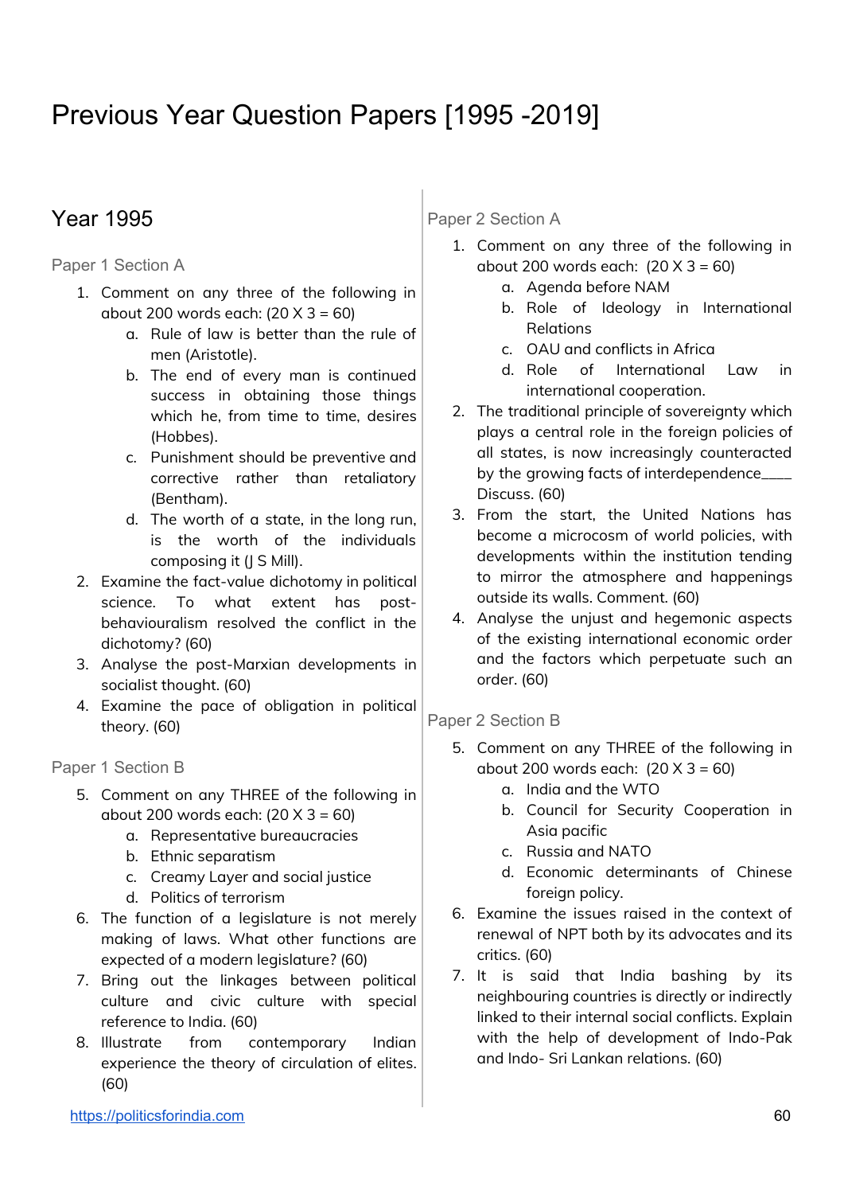# Previous Year Question Papers [1995 -2019]

## Year 1995

### Paper 1 Section A

1. Comment on any three of the following in about 200 words each: (20 X 3 = 60)
    a. Rule of law is better than the rule of men (Aristotle).
    b. The end of every man is continued success in obtaining those things which he, from time to time, desires (Hobbes).
    c. Punishment should be preventive and corrective rather than retaliatory (Bentham).
    d. The worth of a state, in the long run, is the worth of the individuals composing it (J S Mill).
2. Examine the fact-value dichotomy in political science. To what extent has post-behaviouralism resolved the conflict in the dichotomy? (60)
3. Analyse the post-Marxian developments in socialist thought. (60)
4. Examine the pace of obligation in political theory. (60)

### Paper 1 Section B

5. Comment on any THREE of the following in about 200 words each: (20 X 3 = 60)
    a. Representative bureaucracies
    b. Ethnic separatism
    c. Creamy Layer and social justice
    d. Politics of terrorism
6. The function of a legislature is not merely making of laws. What other functions are expected of a modern legislature? (60)
7. Bring out the linkages between political culture and civic culture with special reference to India. (60)
8. Illustrate from contemporary Indian experience the theory of circulation of elites. (60)

### Paper 2 Section A

1. Comment on any three of the following in about 200 words each: (20 X 3 = 60)
    a. Agenda before NAM
    b. Role of Ideology in International Relations
    c. OAU and conflicts in Africa
    d. Role of International Law in international cooperation.
2. The traditional principle of sovereignty which plays a central role in the foreign policies of all states, is now increasingly counteracted by the growing facts of interdependence____ Discuss. (60)
3. From the start, the United Nations has become a microcosm of world policies, with developments within the institution tending to mirror the atmosphere and happenings outside its walls. Comment. (60)
4. Analyse the unjust and hegemonic aspects of the existing international economic order and the factors which perpetuate such an order. (60)

### Paper 2 Section B

5. Comment on any THREE of the following in about 200 words each: (20 X 3 = 60)
    a. India and the WTO
    b. Council for Security Cooperation in Asia pacific
    c. Russia and NATO
    d. Economic determinants of Chinese foreign policy.
6. Examine the issues raised in the context of renewal of NPT both by its advocates and its critics. (60)
7. It is said that India bashing by its neighbouring countries is directly or indirectly linked to their internal social conflicts. Explain with the help of development of Indo-Pak and Indo- Sri Lankan relations. (60)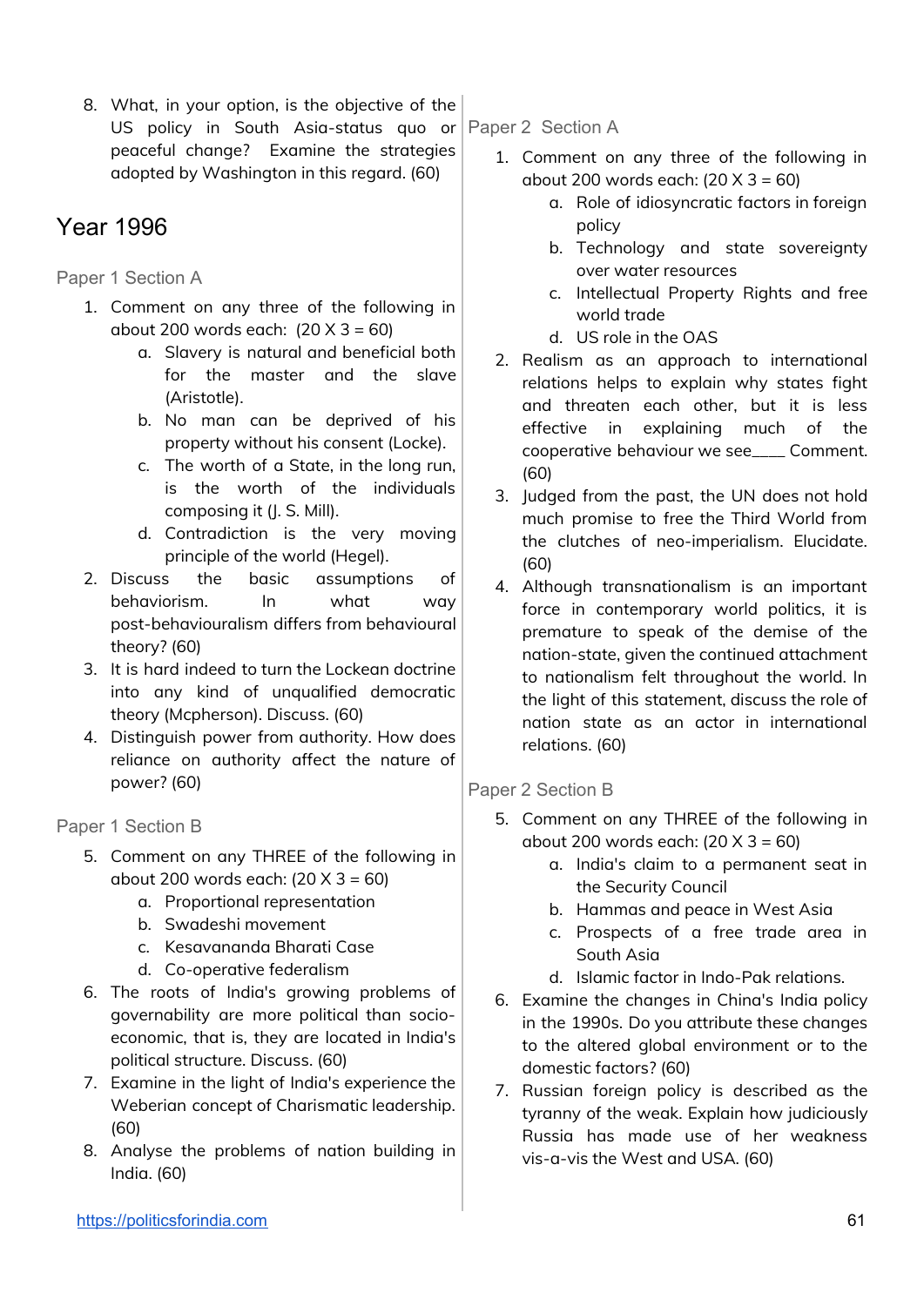8. What, in your option, is the objective of the US policy in South Asia-status quo or peaceful change? Examine the strategies adopted by Washington in this regard. (60)

## Year 1996

### Paper 1 Section A

1. Comment on any three of the following in about 200 words each: (20 X 3 = 60)
    a. Slavery is natural and beneficial both for the master and the slave (Aristotle).
    b. No man can be deprived of his property without his consent (Locke).
    c. The worth of a State, in the long run, is the worth of the individuals composing it (J. S. Mill).
    d. Contradiction is the very moving principle of the world (Hegel).
2. Discuss the basic assumptions of behaviorism. In what way post-behaviouralism differs from behavioural theory? (60)
3. It is hard indeed to turn the Lockean doctrine into any kind of unqualified democratic theory (Mcpherson). Discuss. (60)
4. Distinguish power from authority. How does reliance on authority affect the nature of power? (60)

### Paper 1 Section B

5. Comment on any THREE of the following in about 200 words each: (20 X 3 = 60)
    a. Proportional representation
    b. Swadeshi movement
    c. Kesavananda Bharati Case
    d. Co-operative federalism
6. The roots of India's growing problems of governability are more political than socio-economic, that is, they are located in India's political structure. Discuss. (60)
7. Examine in the light of India's experience the Weberian concept of Charismatic leadership. (60)
8. Analyse the problems of nation building in India. (60)

### Paper 2 Section A

1. Comment on any three of the following in about 200 words each: (20 X 3 = 60)
    a. Role of idiosyncratic factors in foreign policy
    b. Technology and state sovereignty over water resources
    c. Intellectual Property Rights and free world trade
    d. US role in the OAS
2. Realism as an approach to international relations helps to explain why states fight and threaten each other, but it is less effective in explaining much of the cooperative behaviour we see____ Comment. (60)
3. Judged from the past, the UN does not hold much promise to free the Third World from the clutches of neo-imperialism. Elucidate. (60)
4. Although transnationalism is an important force in contemporary world politics, it is premature to speak of the demise of the nation-state, given the continued attachment to nationalism felt throughout the world. In the light of this statement, discuss the role of nation state as an actor in international relations. (60)

### Paper 2 Section B

5. Comment on any THREE of the following in about 200 words each: (20 X 3 = 60)
    a. India's claim to a permanent seat in the Security Council
    b. Hammas and peace in West Asia
    c. Prospects of a free trade area in South Asia
    d. Islamic factor in Indo-Pak relations.
6. Examine the changes in China's India policy in the 1990s. Do you attribute these changes to the altered global environment or to the domestic factors? (60)
7. Russian foreign policy is described as the tyranny of the weak. Explain how judiciously Russia has made use of her weakness vis-a-vis the West and USA. (60)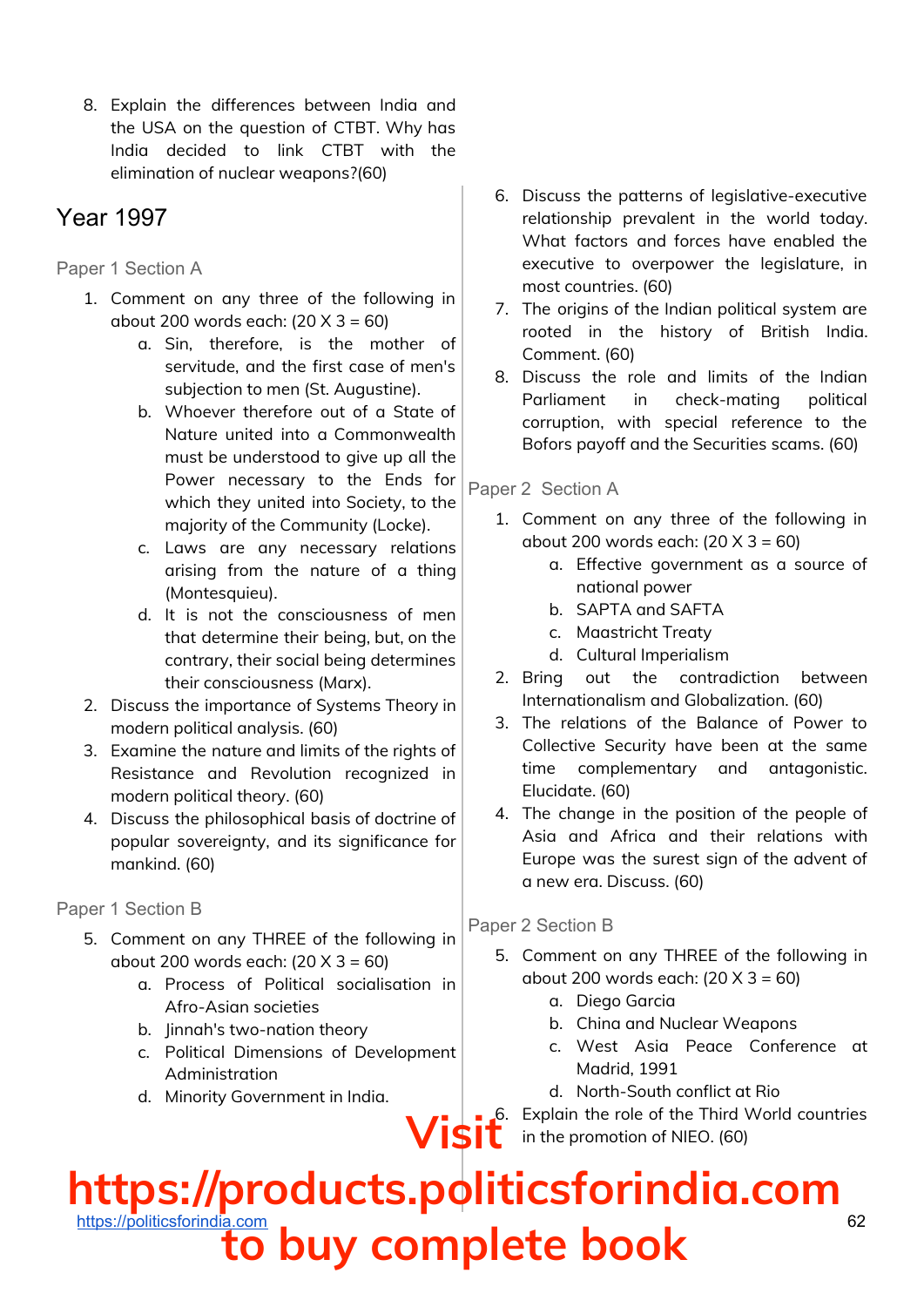8. Explain the differences between India and the USA on the question of CTBT. Why has India decided to link CTBT with the elimination of nuclear weapons?(60)

## Year 1997

### Paper 1 Section A

1. Comment on any three of the following in about 200 words each: (20 X 3 = 60)
   a. Sin, therefore, is the mother of servitude, and the first case of men's subjection to men (St. Augustine).
   b. Whoever therefore out of a State of Nature united into a Commonwealth must be understood to give up all the Power necessary to the Ends for which they united into Society, to the majority of the Community (Locke).
   c. Laws are any necessary relations arising from the nature of a thing (Montesquieu).
   d. It is not the consciousness of men that determine their being, but, on the contrary, their social being determines their consciousness (Marx).
2. Discuss the importance of Systems Theory in modern political analysis. (60)
3. Examine the nature and limits of the rights of Resistance and Revolution recognized in modern political theory. (60)
4. Discuss the philosophical basis of doctrine of popular sovereignty, and its significance for mankind. (60)

### Paper 1 Section B

5. Comment on any THREE of the following in about 200 words each: (20 X 3 = 60)
   a. Process of Political socialisation in Afro-Asian societies
   b. Jinnah's two-nation theory
   c. Political Dimensions of Development Administration
   d. Minority Government in India.
6. Discuss the patterns of legislative-executive relationship prevalent in the world today. What factors and forces have enabled the executive to overpower the legislature, in most countries. (60)
7. The origins of the Indian political system are rooted in the history of British India. Comment. (60)
8. Discuss the role and limits of the Indian Parliament in check-mating political corruption, with special reference to the Bofors payoff and the Securities scams. (60)

### Paper 2 Section A

1. Comment on any three of the following in about 200 words each: (20 X 3 = 60)
   a. Effective government as a source of national power
   b. SAPTA and SAFTA
   c. Maastricht Treaty
   d. Cultural Imperialism
2. Bring out the contradiction between Internationalism and Globalization. (60)
3. The relations of the Balance of Power to Collective Security have been at the same time complementary and antagonistic. Elucidate. (60)
4. The change in the position of the people of Asia and Africa and their relations with Europe was the surest sign of the advent of a new era. Discuss. (60)

### Paper 2 Section B

5. Comment on any THREE of the following in about 200 words each: (20 X 3 = 60)
   a. Diego Garcia
   b. China and Nuclear Weapons
   c. West Asia Peace Conference at Madrid, 1991
   d. North-South conflict at Rio
6. Explain the role of the Third World countries in the promotion of NIEO. (60)

Visit https://products.politicsforindia.com to buy complete book